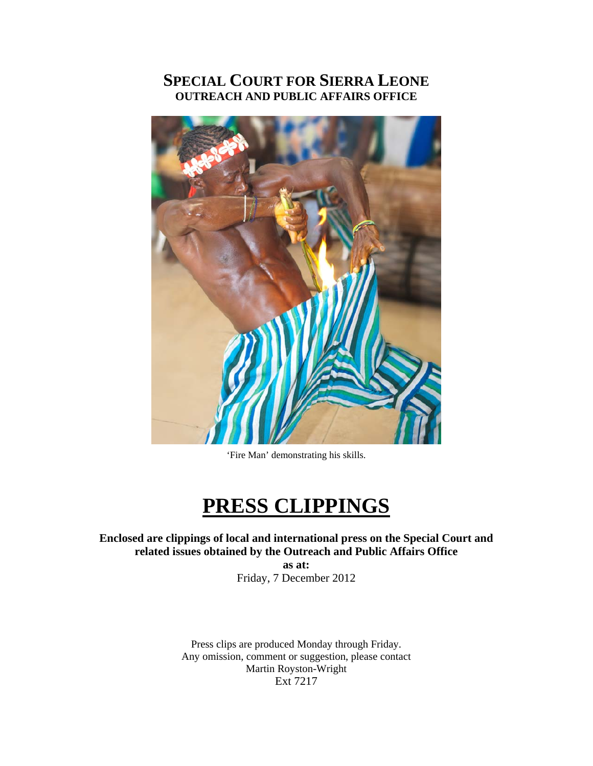# SPECIAL COURT FOR SIERRA LEONE
## OUTREACH AND PUBLIC AFFAIRS OFFICE

'Fire Man' demonstrating his skills.

# PRESS CLIPPINGS

**Enclosed are clippings of local and international press on the Special Court and related issues obtained by the Outreach and Public Affairs Office**

**as at:**

Friday, 7 December 2012

Press clips are produced Monday through Friday.
Any omission, comment or suggestion, please contact
Martin Royston-Wright
Ext 7217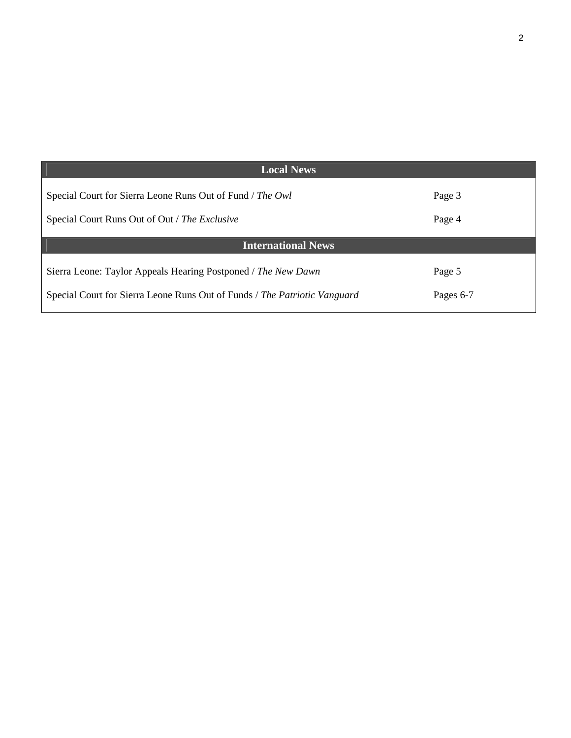| Local News | |
|---|---|
| Special Court for Sierra Leone Runs Out of Fund / *The Owl* | Page 3 |
| Special Court Runs Out of Out / *The Exclusive* | Page 4 |
| **International News** | |
| Sierra Leone: Taylor Appeals Hearing Postponed / *The New Dawn* | Page 5 |
| Special Court for Sierra Leone Runs Out of Funds / *The Patriotic Vanguard* | Pages 6-7 |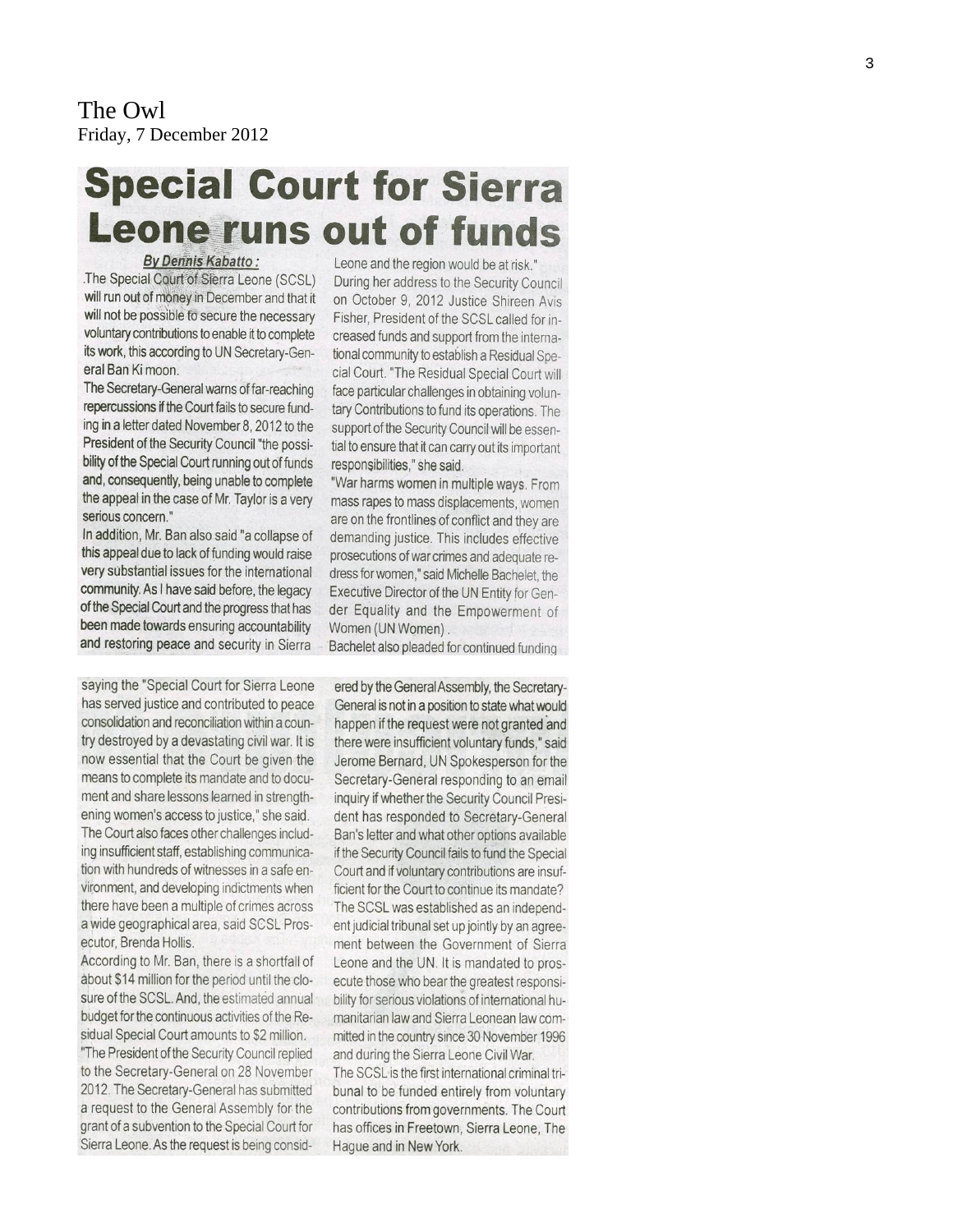The Owl
Friday, 7 December 2012

# Special Court for Sierra Leone runs out of funds

**By Dennis Kabatto :**

.The Special Court of Sierra Leone (SCSL) will run out of money in December and that it will not be possible to secure the necessary voluntary contributions to enable it to complete its work, this according to UN Secretary-General Ban Ki moon.

The Secretary-General warns of far-reaching repercussions if the Court fails to secure funding in a letter dated November 8, 2012 to the President of the Security Council "the possibility of the Special Court running out of funds and, consequently, being unable to complete the appeal in the case of Mr. Taylor is a very serious concern."

In addition, Mr. Ban also said "a collapse of this appeal due to lack of funding would raise very substantial issues for the international community. As I have said before, the legacy of the Special Court and the progress that has been made towards ensuring accountability and restoring peace and security in Sierra Leone and the region would be at risk."

During her address to the Security Council on October 9, 2012 Justice Shireen Avis Fisher, President of the SCSL called for increased funds and support from the international community to establish a Residual Special Court. "The Residual Special Court will face particular challenges in obtaining voluntary Contributions to fund its operations. The support of the Security Council will be essential to ensure that it can carry out its important responsibilities," she said.

"War harms women in multiple ways. From mass rapes to mass displacements, women are on the frontlines of conflict and they are demanding justice. This includes effective prosecutions of war crimes and adequate redress for women," said Michelle Bachelet, the Executive Director of the UN Entity for Gender Equality and the Empowerment of Women (UN Women) .

Bachelet also pleaded for continued funding saying the "Special Court for Sierra Leone has served justice and contributed to peace consolidation and reconciliation within a country destroyed by a devastating civil war. It is now essential that the Court be given the means to complete its mandate and to document and share lessons learned in strengthening women's access to justice," she said.

The Court also faces other challenges including insufficient staff, establishing communication with hundreds of witnesses in a safe environment, and developing indictments when there have been a multiple of crimes across a wide geographical area, said SCSL Prosecutor, Brenda Hollis.

According to Mr. Ban, there is a shortfall of about $14 million for the period until the closure of the SCSL. And, the estimated annual budget for the continuous activities of the Residual Special Court amounts to $2 million.

"The President of the Security Council replied to the Secretary-General on 28 November 2012. The Secretary-General has submitted a request to the General Assembly for the grant of a subvention to the Special Court for Sierra Leone. As the request is being considered by the General Assembly, the Secretary-General is not in a position to state what would happen if the request were not granted and there were insufficient voluntary funds," said Jerome Bernard, UN Spokesperson for the Secretary-General responding to an email inquiry if whether the Security Council President has responded to Secretary-General Ban's letter and what other options available if the Security Council fails to fund the Special Court and if voluntary contributions are insufficient for the Court to continue its mandate?

The SCSL was established as an independent judicial tribunal set up jointly by an agreement between the Government of Sierra Leone and the UN. It is mandated to prosecute those who bear the greatest responsibility for serious violations of international humanitarian law and Sierra Leonean law committed in the country since 30 November 1996 and during the Sierra Leone Civil War.

The SCSL is the first international criminal tribunal to be funded entirely from voluntary contributions from governments. The Court has offices in Freetown, Sierra Leone, The Hague and in New York.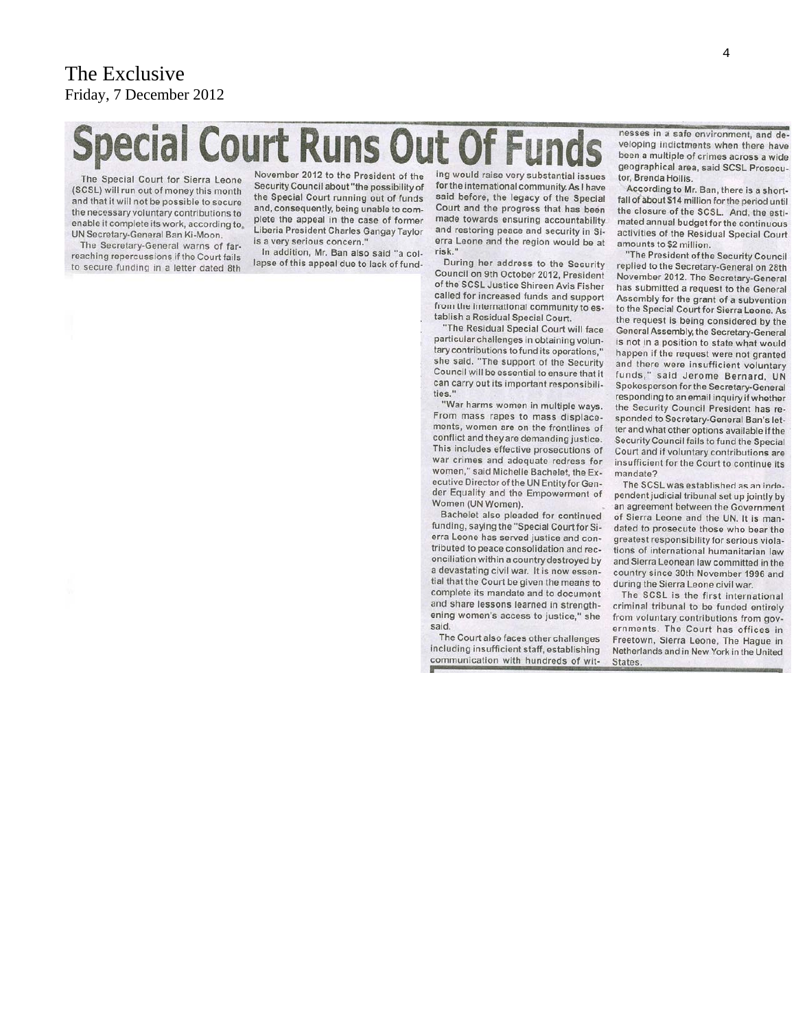The Exclusive
Friday, 7 December 2012

# Special Court Runs Out Of Funds

The Special Court for Sierra Leone (SCSL) will run out of money this month and that it will not be possible to secure the necessary voluntary contributions to enable it complete its work, according to UN Secretary-General Ban Ki-Moon.

The Secretary-General warns of far-reaching repercussions if the Court fails to secure funding in a letter dated 8th November 2012 to the President of the Security Council about "the possibility of the Special Court running out of funds and, consequently, being unable to complete the appeal in the case of former Liberia President Charles Gangay Taylor is a very serious concern."

In addition, Mr. Ban also said "a collapse of this appeal due to lack of funding would raise very substantial issues for the international community. As I have said before, the legacy of the Special Court and the progress that has been made towards ensuring accountability and restoring peace and security in Sierra Leone and the region would be at risk."

During her address to the Security Council on 9th October 2012, President of the SCSL Justice Shireen Avis Fisher called for increased funds and support from the international community to establish a Residual Special Court.

"The Residual Special Court will face particular challenges in obtaining voluntary contributions to fund its operations," she said. "The support of the Security Council will be essential to ensure that it can carry out its important responsibilities."

"War harms women in multiple ways. From mass rapes to mass displacements, women are on the frontlines of conflict and they are demanding justice. This includes effective prosecutions of war crimes and adequate redress for women," said Michelle Bachelet, the Executive Director of the UN Entity for Gender Equality and the Empowerment of Women (UN Women).

Bachelet also pleaded for continued funding, saying the "Special Court for Sierra Leone has served justice and contributed to peace consolidation and reconciliation within a country destroyed by a devastating civil war. It is now essential that the Court be given the means to complete its mandate and to document and share lessons learned in strengthening women's access to justice," she said.

The Court also faces other challenges including insufficient staff, establishing communication with hundreds of witnesses in a safe environment, and developing indictments when there have been a multiple of crimes across a wide geographical area, said SCSL Prosecutor, Brenda Hollis.

According to Mr. Ban, there is a shortfall of about $14 million for the period until the closure of the SCSL. And, the estimated annual budget for the continuous activities of the Residual Special Court amounts to $2 million.

"The President of the Security Council replied to the Secretary-General on 28th November 2012. The Secretary-General has submitted a request to the General Assembly for the grant of a subvention to the Special Court for Sierra Leone. As the request is being considered by the General Assembly, the Secretary-General is not in a position to state what would happen if the request were not granted and there were insufficient voluntary funds," said Jerome Bernard, UN Spokesperson for the Secretary-General responding to an email inquiry if whether the Security Council President has responded to Secretary-General Ban's letter and what other options available if the Security Council fails to fund the Special Court and if voluntary contributions are insufficient for the Court to continue its mandate?

The SCSL was established as an independent judicial tribunal set up jointly by an agreement between the Government of Sierra Leone and the UN. It is mandated to prosecute those who bear the greatest responsibility for serious violations of international humanitarian law and Sierra Leonean law committed in the country since 30th November 1996 and during the Sierra Leone civil war.

The SCSL is the first international criminal tribunal to be funded entirely from voluntary contributions from governments. The Court has offices in Freetown, Sierra Leone, The Hague in Netherlands and in New York in the United States.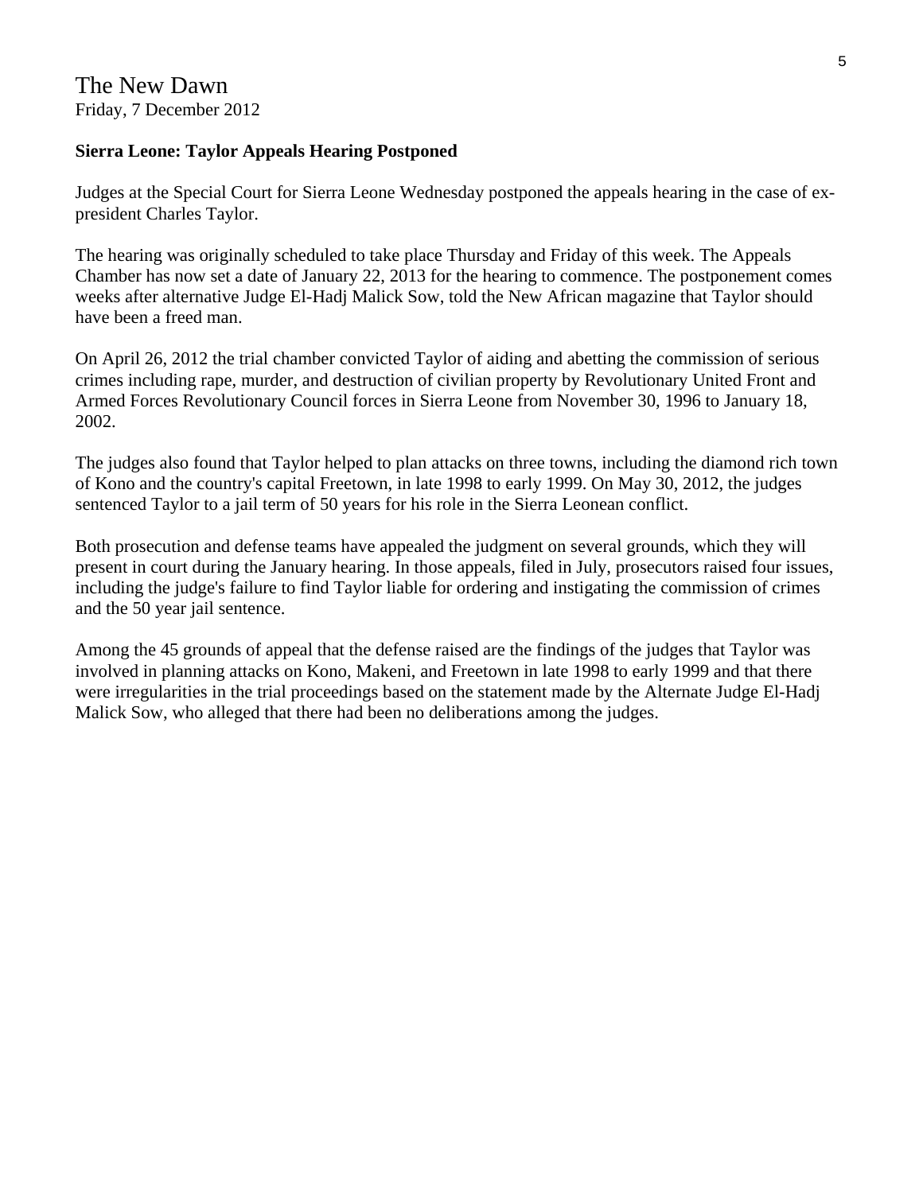The New Dawn
Friday, 7 December 2012

**Sierra Leone: Taylor Appeals Hearing Postponed**

Judges at the Special Court for Sierra Leone Wednesday postponed the appeals hearing in the case of ex-president Charles Taylor.

The hearing was originally scheduled to take place Thursday and Friday of this week. The Appeals Chamber has now set a date of January 22, 2013 for the hearing to commence. The postponement comes weeks after alternative Judge El-Hadj Malick Sow, told the New African magazine that Taylor should have been a freed man.

On April 26, 2012 the trial chamber convicted Taylor of aiding and abetting the commission of serious crimes including rape, murder, and destruction of civilian property by Revolutionary United Front and Armed Forces Revolutionary Council forces in Sierra Leone from November 30, 1996 to January 18, 2002.

The judges also found that Taylor helped to plan attacks on three towns, including the diamond rich town of Kono and the country's capital Freetown, in late 1998 to early 1999. On May 30, 2012, the judges sentenced Taylor to a jail term of 50 years for his role in the Sierra Leonean conflict.

Both prosecution and defense teams have appealed the judgment on several grounds, which they will present in court during the January hearing. In those appeals, filed in July, prosecutors raised four issues, including the judge's failure to find Taylor liable for ordering and instigating the commission of crimes and the 50 year jail sentence.

Among the 45 grounds of appeal that the defense raised are the findings of the judges that Taylor was involved in planning attacks on Kono, Makeni, and Freetown in late 1998 to early 1999 and that there were irregularities in the trial proceedings based on the statement made by the Alternate Judge El-Hadj Malick Sow, who alleged that there had been no deliberations among the judges.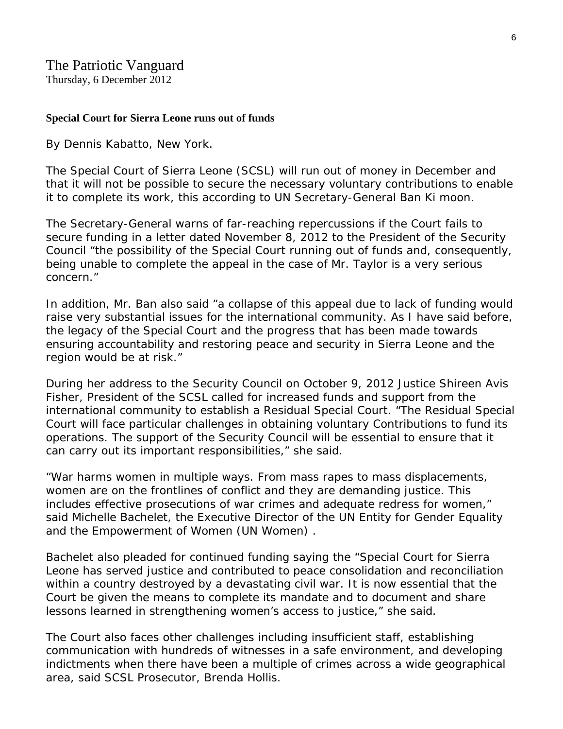The Patriotic Vanguard
Thursday, 6 December 2012

**Special Court for Sierra Leone runs out of funds**

By Dennis Kabatto, New York.

The Special Court of Sierra Leone (SCSL) will run out of money in December and that it will not be possible to secure the necessary voluntary contributions to enable it to complete its work, this according to UN Secretary-General Ban Ki moon.

The Secretary-General warns of far-reaching repercussions if the Court fails to secure funding in a letter dated November 8, 2012 to the President of the Security Council "the possibility of the Special Court running out of funds and, consequently, being unable to complete the appeal in the case of Mr. Taylor is a very serious concern."

In addition, Mr. Ban also said "a collapse of this appeal due to lack of funding would raise very substantial issues for the international community. As I have said before, the legacy of the Special Court and the progress that has been made towards ensuring accountability and restoring peace and security in Sierra Leone and the region would be at risk."

During her address to the Security Council on October 9, 2012 Justice Shireen Avis Fisher, President of the SCSL called for increased funds and support from the international community to establish a Residual Special Court. "The Residual Special Court will face particular challenges in obtaining voluntary Contributions to fund its operations. The support of the Security Council will be essential to ensure that it can carry out its important responsibilities," she said.

"War harms women in multiple ways. From mass rapes to mass displacements, women are on the frontlines of conflict and they are demanding justice. This includes effective prosecutions of war crimes and adequate redress for women," said Michelle Bachelet, the Executive Director of the UN Entity for Gender Equality and the Empowerment of Women (UN Women) .

Bachelet also pleaded for continued funding saying the "Special Court for Sierra Leone has served justice and contributed to peace consolidation and reconciliation within a country destroyed by a devastating civil war. It is now essential that the Court be given the means to complete its mandate and to document and share lessons learned in strengthening women's access to justice," she said.

The Court also faces other challenges including insufficient staff, establishing communication with hundreds of witnesses in a safe environment, and developing indictments when there have been a multiple of crimes across a wide geographical area, said SCSL Prosecutor, Brenda Hollis.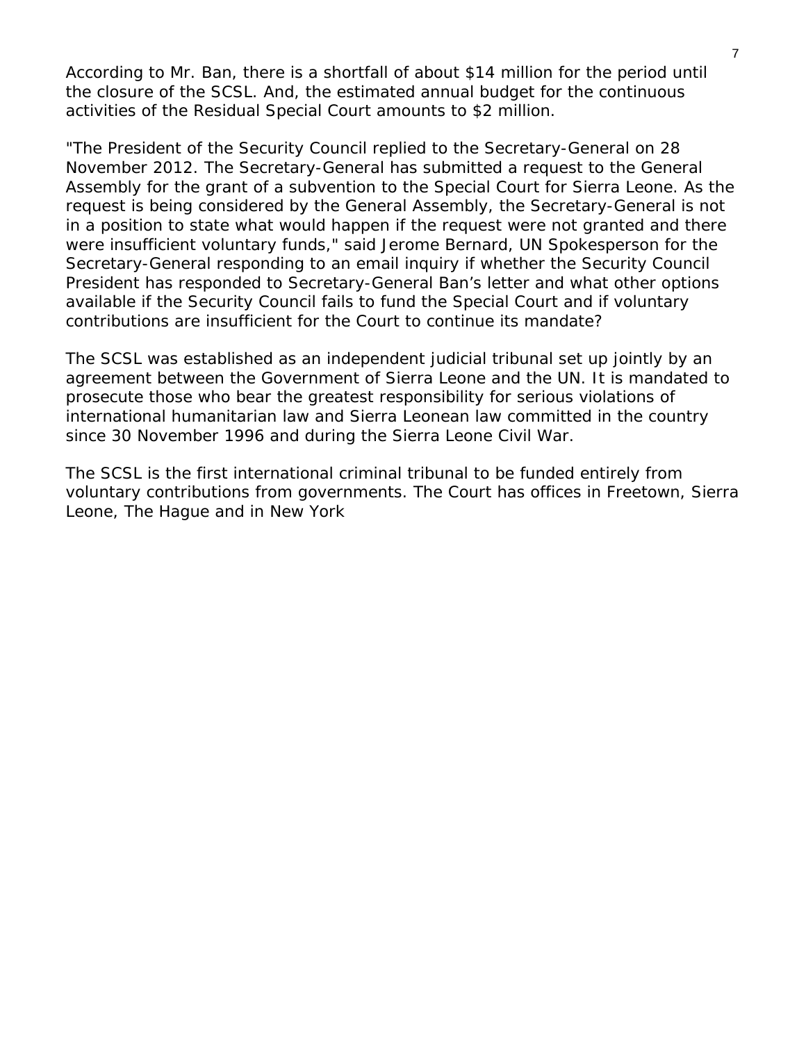According to Mr. Ban, there is a shortfall of about $14 million for the period until the closure of the SCSL. And, the estimated annual budget for the continuous activities of the Residual Special Court amounts to $2 million.

"The President of the Security Council replied to the Secretary-General on 28 November 2012. The Secretary-General has submitted a request to the General Assembly for the grant of a subvention to the Special Court for Sierra Leone. As the request is being considered by the General Assembly, the Secretary-General is not in a position to state what would happen if the request were not granted and there were insufficient voluntary funds," said Jerome Bernard, UN Spokesperson for the Secretary-General responding to an email inquiry if whether the Security Council President has responded to Secretary-General Ban's letter and what other options available if the Security Council fails to fund the Special Court and if voluntary contributions are insufficient for the Court to continue its mandate?

The SCSL was established as an independent judicial tribunal set up jointly by an agreement between the Government of Sierra Leone and the UN. It is mandated to prosecute those who bear the greatest responsibility for serious violations of international humanitarian law and Sierra Leonean law committed in the country since 30 November 1996 and during the Sierra Leone Civil War.

The SCSL is the first international criminal tribunal to be funded entirely from voluntary contributions from governments. The Court has offices in Freetown, Sierra Leone, The Hague and in New York